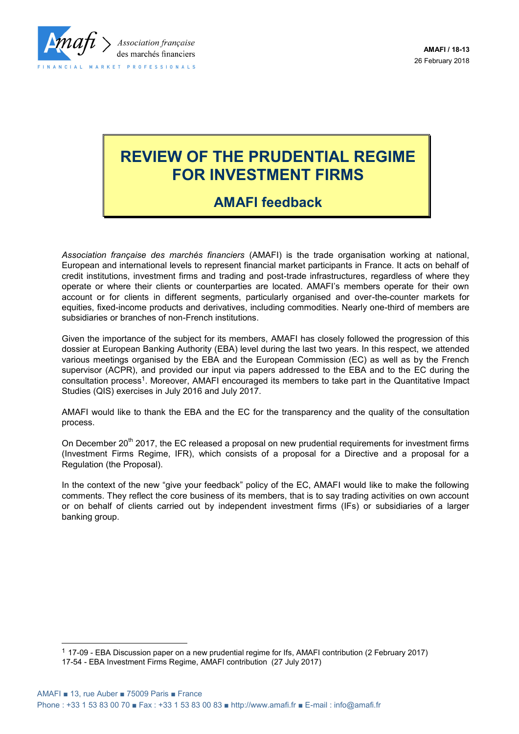**AMAFI / 18-13**
26 February 2018

# REVIEW OF THE PRUDENTIAL REGIME FOR INVESTMENT FIRMS

## AMAFI feedback

*Association française des marchés financiers* (AMAFI) is the trade organisation working at national, European and international levels to represent financial market participants in France. It acts on behalf of credit institutions, investment firms and trading and post-trade infrastructures, regardless of where they operate or where their clients or counterparties are located. AMAFI's members operate for their own account or for clients in different segments, particularly organised and over-the-counter markets for equities, fixed-income products and derivatives, including commodities. Nearly one-third of members are subsidiaries or branches of non-French institutions.

Given the importance of the subject for its members, AMAFI has closely followed the progression of this dossier at European Banking Authority (EBA) level during the last two years. In this respect, we attended various meetings organised by the EBA and the European Commission (EC) as well as by the French supervisor (ACPR), and provided our input via papers addressed to the EBA and to the EC during the consultation process[1]. Moreover, AMAFI encouraged its members to take part in the Quantitative Impact Studies (QIS) exercises in July 2016 and July 2017.

AMAFI would like to thank the EBA and the EC for the transparency and the quality of the consultation process.

On December 20th 2017, the EC released a proposal on new prudential requirements for investment firms (Investment Firms Regime, IFR), which consists of a proposal for a Directive and a proposal for a Regulation (the Proposal).

In the context of the new "give your feedback" policy of the EC, AMAFI would like to make the following comments. They reflect the core business of its members, that is to say trading activities on own account or on behalf of clients carried out by independent investment firms (IFs) or subsidiaries of a larger banking group.

---

[1] 17-09 - EBA Discussion paper on a new prudential regime for Ifs, AMAFI contribution (2 February 2017)
17-54 - EBA Investment Firms Regime, AMAFI contribution (27 July 2017)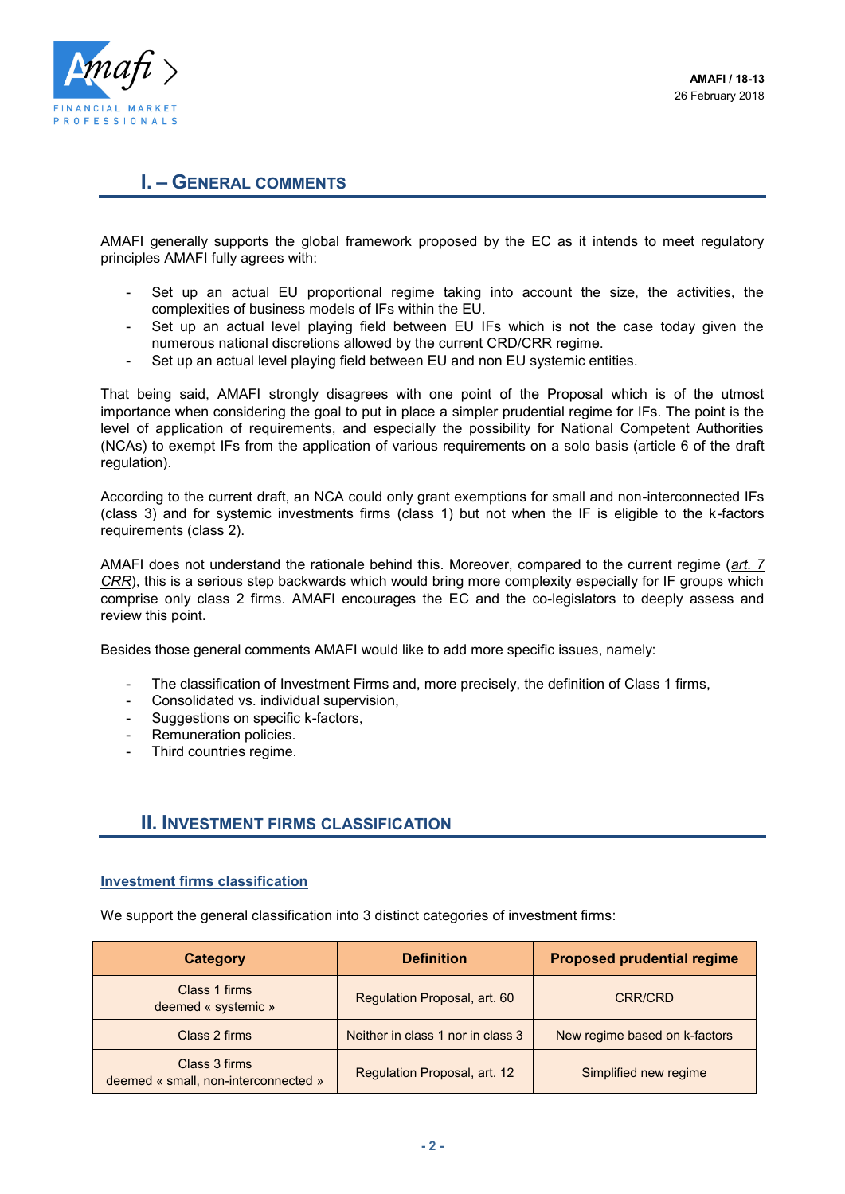## I. – General comments

AMAFI generally supports the global framework proposed by the EC as it intends to meet regulatory principles AMAFI fully agrees with:

- Set up an actual EU proportional regime taking into account the size, the activities, the complexities of business models of IFs within the EU.
- Set up an actual level playing field between EU IFs which is not the case today given the numerous national discretions allowed by the current CRD/CRR regime.
- Set up an actual level playing field between EU and non EU systemic entities.

That being said, AMAFI strongly disagrees with one point of the Proposal which is of the utmost importance when considering the goal to put in place a simpler prudential regime for IFs. The point is the level of application of requirements, and especially the possibility for National Competent Authorities (NCAs) to exempt IFs from the application of various requirements on a solo basis (article 6 of the draft regulation).

According to the current draft, an NCA could only grant exemptions for small and non-interconnected IFs (class 3) and for systemic investments firms (class 1) but not when the IF is eligible to the k-factors requirements (class 2).

AMAFI does not understand the rationale behind this. Moreover, compared to the current regime (*art. 7 CRR*), this is a serious step backwards which would bring more complexity especially for IF groups which comprise only class 2 firms. AMAFI encourages the EC and the co-legislators to deeply assess and review this point.

Besides those general comments AMAFI would like to add more specific issues, namely:

- The classification of Investment Firms and, more precisely, the definition of Class 1 firms,
- Consolidated vs. individual supervision,
- Suggestions on specific k-factors,
- Remuneration policies.
- Third countries regime.

## II. Investment firms classification

**Investment firms classification**

We support the general classification into 3 distinct categories of investment firms:

| Category | Definition | Proposed prudential regime |
|---|---|---|
| Class 1 firms deemed « systemic » | Regulation Proposal, art. 60 | CRR/CRD |
| Class 2 firms | Neither in class 1 nor in class 3 | New regime based on k-factors |
| Class 3 firms deemed « small, non-interconnected » | Regulation Proposal, art. 12 | Simplified new regime |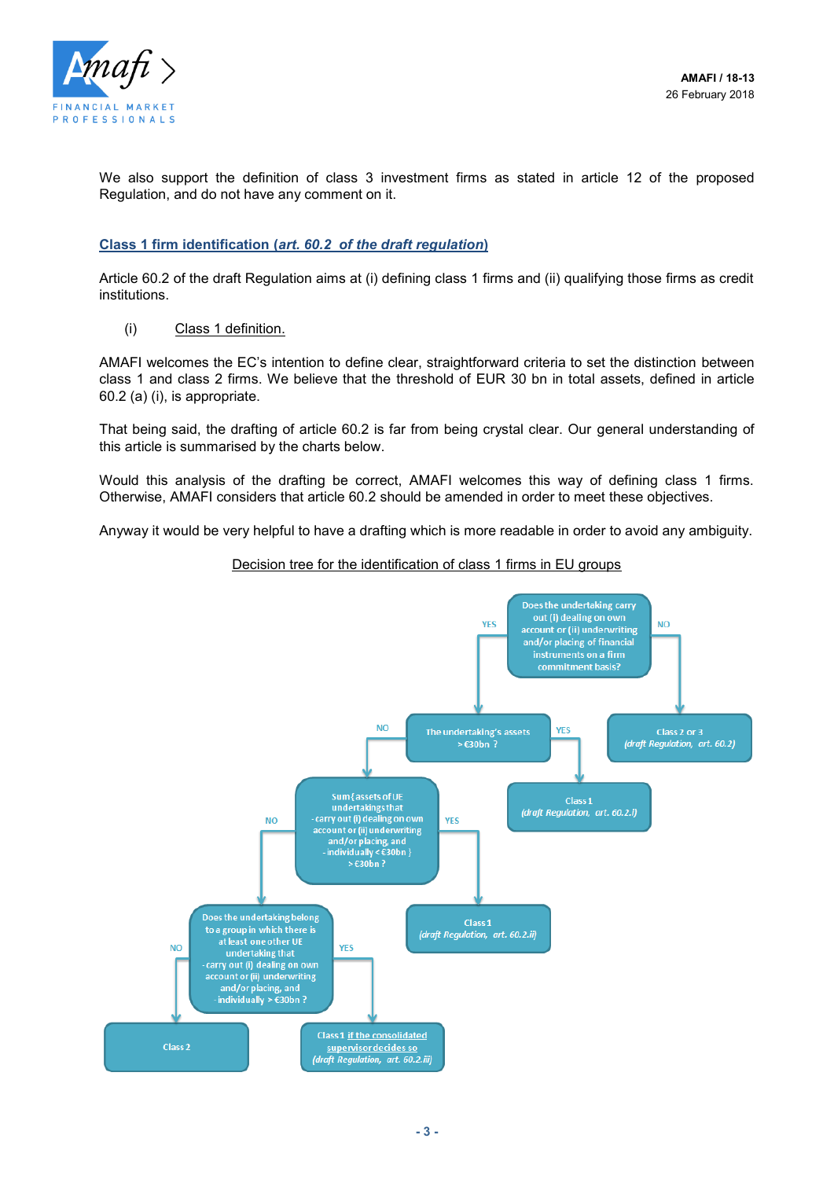We also support the definition of class 3 investment firms as stated in article 12 of the proposed Regulation, and do not have any comment on it.

## Class 1 firm identification (*art. 60.2 of the draft regulation*)

Article 60.2 of the draft Regulation aims at (i) defining class 1 firms and (ii) qualifying those firms as credit institutions.

(i) Class 1 definition.

AMAFI welcomes the EC's intention to define clear, straightforward criteria to set the distinction between class 1 and class 2 firms. We believe that the threshold of EUR 30 bn in total assets, defined in article 60.2 (a) (i), is appropriate.

That being said, the drafting of article 60.2 is far from being crystal clear. Our general understanding of this article is summarised by the charts below.

Would this analysis of the drafting be correct, AMAFI welcomes this way of defining class 1 firms. Otherwise, AMAFI considers that article 60.2 should be amended in order to meet these objectives.

Anyway it would be very helpful to have a drafting which is more readable in order to avoid any ambiguity.

Decision tree for the identification of class 1 firms in EU groups

- Does the undertaking carry out (i) dealing on own account or (ii) underwriting and/or placing of financial instruments on a firm commitment basis?
  - NO → Class 2 or 3 (*draft Regulation, art. 60.2*)
  - YES → The undertaking's assets > €30bn ?
    - YES → Class 1 (*draft Regulation, art. 60.2.i*)
    - NO → Sum{assets of UE undertakings that - carry out (i) dealing on own account or (ii) underwriting and/or placing, and - individually < €30bn } > €30bn ?
      - YES → Class 1 (*draft Regulation, art. 60.2.ii*)
      - NO → Does the undertaking belong to a group in which there is at least one other UE undertaking that - carry out (i) dealing on own account or (ii) underwriting and/or placing, and - individually > €30bn ?
        - YES → Class 1 if the consolidated supervisor decides so (*draft Regulation, art. 60.2.iii*)
        - NO → Class 2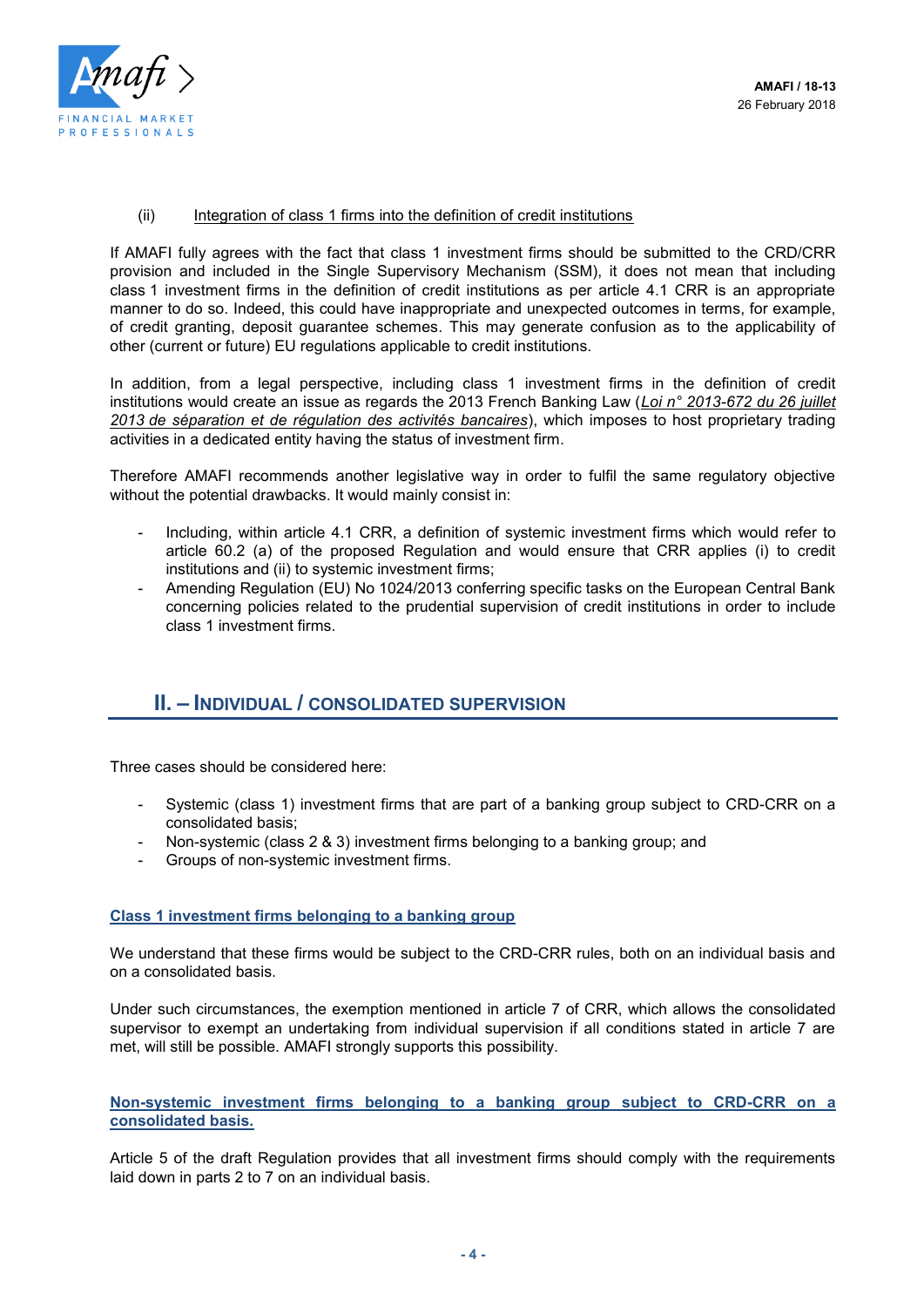(ii) Integration of class 1 firms into the definition of credit institutions

If AMAFI fully agrees with the fact that class 1 investment firms should be submitted to the CRD/CRR provision and included in the Single Supervisory Mechanism (SSM), it does not mean that including class 1 investment firms in the definition of credit institutions as per article 4.1 CRR is an appropriate manner to do so. Indeed, this could have inappropriate and unexpected outcomes in terms, for example, of credit granting, deposit guarantee schemes. This may generate confusion as to the applicability of other (current or future) EU regulations applicable to credit institutions.

In addition, from a legal perspective, including class 1 investment firms in the definition of credit institutions would create an issue as regards the 2013 French Banking Law (*Loi n° 2013-672 du 26 juillet 2013 de séparation et de régulation des activités bancaires*), which imposes to host proprietary trading activities in a dedicated entity having the status of investment firm.

Therefore AMAFI recommends another legislative way in order to fulfil the same regulatory objective without the potential drawbacks. It would mainly consist in:

- Including, within article 4.1 CRR, a definition of systemic investment firms which would refer to article 60.2 (a) of the proposed Regulation and would ensure that CRR applies (i) to credit institutions and (ii) to systemic investment firms;
- Amending Regulation (EU) No 1024/2013 conferring specific tasks on the European Central Bank concerning policies related to the prudential supervision of credit institutions in order to include class 1 investment firms.

## II. – INDIVIDUAL / CONSOLIDATED SUPERVISION

Three cases should be considered here:

- Systemic (class 1) investment firms that are part of a banking group subject to CRD-CRR on a consolidated basis;
- Non-systemic (class 2 & 3) investment firms belonging to a banking group; and
- Groups of non-systemic investment firms.

### Class 1 investment firms belonging to a banking group

We understand that these firms would be subject to the CRD-CRR rules, both on an individual basis and on a consolidated basis.

Under such circumstances, the exemption mentioned in article 7 of CRR, which allows the consolidated supervisor to exempt an undertaking from individual supervision if all conditions stated in article 7 are met, will still be possible. AMAFI strongly supports this possibility.

### Non-systemic investment firms belonging to a banking group subject to CRD-CRR on a consolidated basis.

Article 5 of the draft Regulation provides that all investment firms should comply with the requirements laid down in parts 2 to 7 on an individual basis.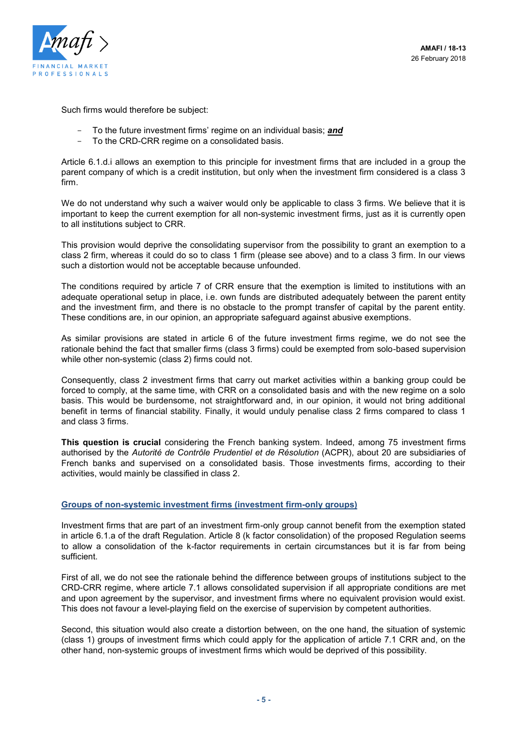Such firms would therefore be subject:

- To the future investment firms' regime on an individual basis; ***and***
- To the CRD-CRR regime on a consolidated basis.

Article 6.1.d.i allows an exemption to this principle for investment firms that are included in a group the parent company of which is a credit institution, but only when the investment firm considered is a class 3 firm.

We do not understand why such a waiver would only be applicable to class 3 firms. We believe that it is important to keep the current exemption for all non-systemic investment firms, just as it is currently open to all institutions subject to CRR.

This provision would deprive the consolidating supervisor from the possibility to grant an exemption to a class 2 firm, whereas it could do so to class 1 firm (please see above) and to a class 3 firm. In our views such a distortion would not be acceptable because unfounded.

The conditions required by article 7 of CRR ensure that the exemption is limited to institutions with an adequate operational setup in place, i.e. own funds are distributed adequately between the parent entity and the investment firm, and there is no obstacle to the prompt transfer of capital by the parent entity. These conditions are, in our opinion, an appropriate safeguard against abusive exemptions.

As similar provisions are stated in article 6 of the future investment firms regime, we do not see the rationale behind the fact that smaller firms (class 3 firms) could be exempted from solo-based supervision while other non-systemic (class 2) firms could not.

Consequently, class 2 investment firms that carry out market activities within a banking group could be forced to comply, at the same time, with CRR on a consolidated basis and with the new regime on a solo basis. This would be burdensome, not straightforward and, in our opinion, it would not bring additional benefit in terms of financial stability. Finally, it would unduly penalise class 2 firms compared to class 1 and class 3 firms.

**This question is crucial** considering the French banking system. Indeed, among 75 investment firms authorised by the *Autorité de Contrôle Prudentiel et de Résolution* (ACPR), about 20 are subsidiaries of French banks and supervised on a consolidated basis. Those investments firms, according to their activities, would mainly be classified in class 2.

### Groups of non-systemic investment firms (investment firm-only groups)

Investment firms that are part of an investment firm-only group cannot benefit from the exemption stated in article 6.1.a of the draft Regulation. Article 8 (k factor consolidation) of the proposed Regulation seems to allow a consolidation of the k-factor requirements in certain circumstances but it is far from being sufficient.

First of all, we do not see the rationale behind the difference between groups of institutions subject to the CRD-CRR regime, where article 7.1 allows consolidated supervision if all appropriate conditions are met and upon agreement by the supervisor, and investment firms where no equivalent provision would exist. This does not favour a level-playing field on the exercise of supervision by competent authorities.

Second, this situation would also create a distortion between, on the one hand, the situation of systemic (class 1) groups of investment firms which could apply for the application of article 7.1 CRR and, on the other hand, non-systemic groups of investment firms which would be deprived of this possibility.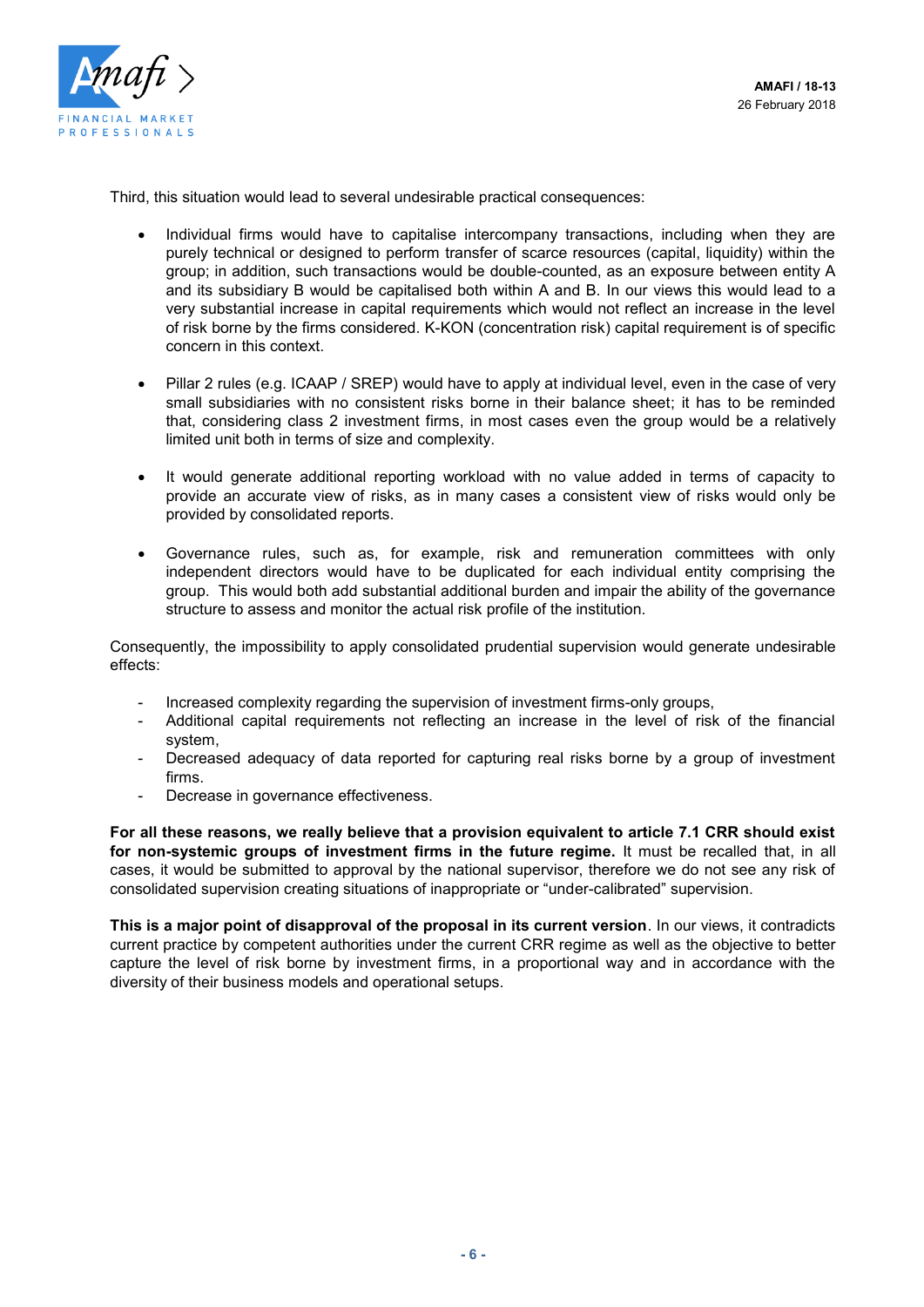Third, this situation would lead to several undesirable practical consequences:

- Individual firms would have to capitalise intercompany transactions, including when they are purely technical or designed to perform transfer of scarce resources (capital, liquidity) within the group; in addition, such transactions would be double-counted, as an exposure between entity A and its subsidiary B would be capitalised both within A and B. In our views this would lead to a very substantial increase in capital requirements which would not reflect an increase in the level of risk borne by the firms considered. K-KON (concentration risk) capital requirement is of specific concern in this context.

- Pillar 2 rules (e.g. ICAAP / SREP) would have to apply at individual level, even in the case of very small subsidiaries with no consistent risks borne in their balance sheet; it has to be reminded that, considering class 2 investment firms, in most cases even the group would be a relatively limited unit both in terms of size and complexity.

- It would generate additional reporting workload with no value added in terms of capacity to provide an accurate view of risks, as in many cases a consistent view of risks would only be provided by consolidated reports.

- Governance rules, such as, for example, risk and remuneration committees with only independent directors would have to be duplicated for each individual entity comprising the group. This would both add substantial additional burden and impair the ability of the governance structure to assess and monitor the actual risk profile of the institution.

Consequently, the impossibility to apply consolidated prudential supervision would generate undesirable effects:

- Increased complexity regarding the supervision of investment firms-only groups,
- Additional capital requirements not reflecting an increase in the level of risk of the financial system,
- Decreased adequacy of data reported for capturing real risks borne by a group of investment firms.
- Decrease in governance effectiveness.

**For all these reasons, we really believe that a provision equivalent to article 7.1 CRR should exist for non-systemic groups of investment firms in the future regime.** It must be recalled that, in all cases, it would be submitted to approval by the national supervisor, therefore we do not see any risk of consolidated supervision creating situations of inappropriate or "under-calibrated" supervision.

**This is a major point of disapproval of the proposal in its current version**. In our views, it contradicts current practice by competent authorities under the current CRR regime as well as the objective to better capture the level of risk borne by investment firms, in a proportional way and in accordance with the diversity of their business models and operational setups.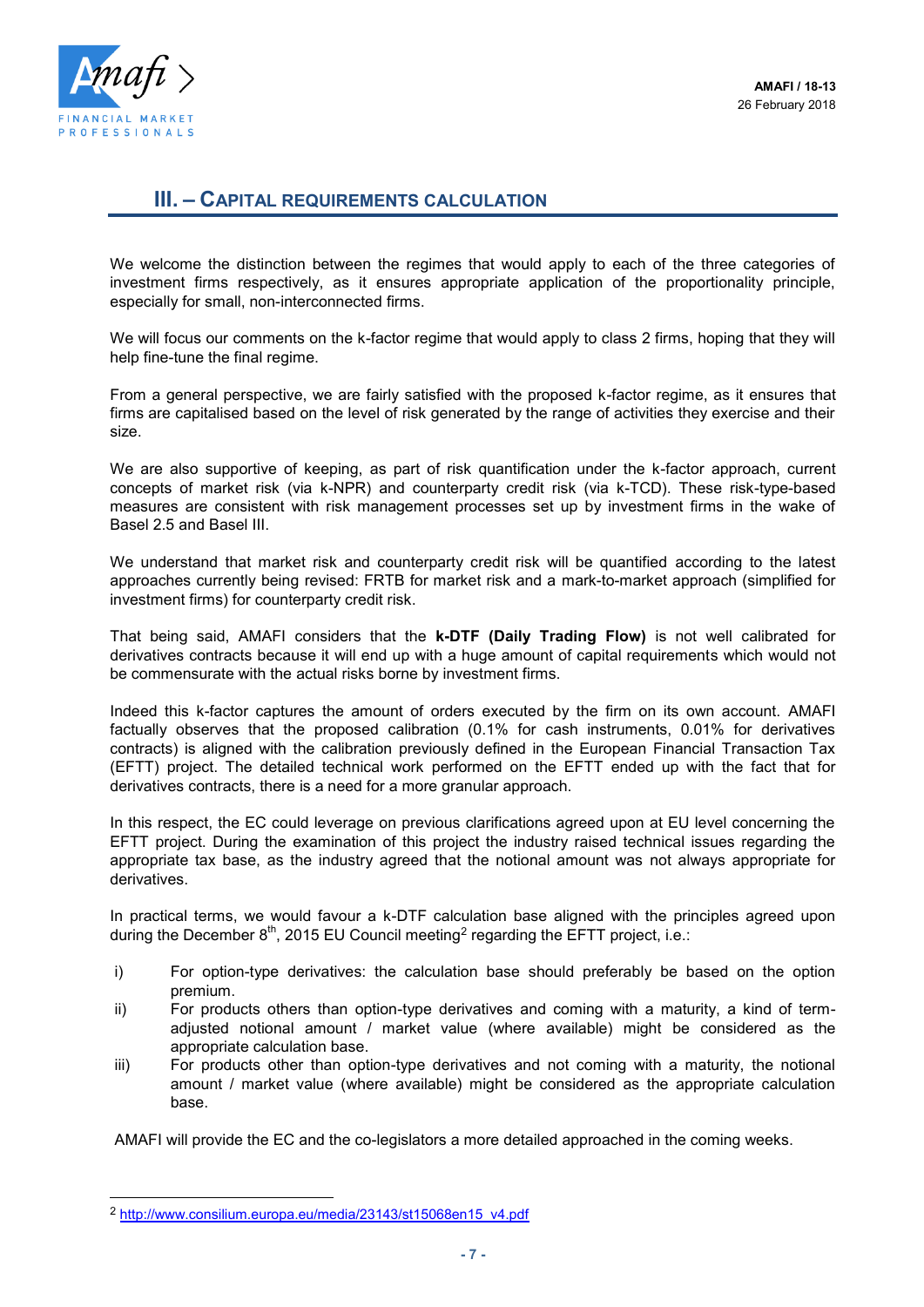## III. – Capital requirements calculation

We welcome the distinction between the regimes that would apply to each of the three categories of investment firms respectively, as it ensures appropriate application of the proportionality principle, especially for small, non-interconnected firms.

We will focus our comments on the k-factor regime that would apply to class 2 firms, hoping that they will help fine-tune the final regime.

From a general perspective, we are fairly satisfied with the proposed k-factor regime, as it ensures that firms are capitalised based on the level of risk generated by the range of activities they exercise and their size.

We are also supportive of keeping, as part of risk quantification under the k-factor approach, current concepts of market risk (via k-NPR) and counterparty credit risk (via k-TCD). These risk-type-based measures are consistent with risk management processes set up by investment firms in the wake of Basel 2.5 and Basel III.

We understand that market risk and counterparty credit risk will be quantified according to the latest approaches currently being revised: FRTB for market risk and a mark-to-market approach (simplified for investment firms) for counterparty credit risk.

That being said, AMAFI considers that the **k-DTF (Daily Trading Flow)** is not well calibrated for derivatives contracts because it will end up with a huge amount of capital requirements which would not be commensurate with the actual risks borne by investment firms.

Indeed this k-factor captures the amount of orders executed by the firm on its own account. AMAFI factually observes that the proposed calibration (0.1% for cash instruments, 0.01% for derivatives contracts) is aligned with the calibration previously defined in the European Financial Transaction Tax (EFTT) project. The detailed technical work performed on the EFTT ended up with the fact that for derivatives contracts, there is a need for a more granular approach.

In this respect, the EC could leverage on previous clarifications agreed upon at EU level concerning the EFTT project. During the examination of this project the industry raised technical issues regarding the appropriate tax base, as the industry agreed that the notional amount was not always appropriate for derivatives.

In practical terms, we would favour a k-DTF calculation base aligned with the principles agreed upon during the December 8th, 2015 EU Council meeting[2] regarding the EFTT project, i.e.:

i) For option-type derivatives: the calculation base should preferably be based on the option premium.
ii) For products others than option-type derivatives and coming with a maturity, a kind of term-adjusted notional amount / market value (where available) might be considered as the appropriate calculation base.
iii) For products other than option-type derivatives and not coming with a maturity, the notional amount / market value (where available) might be considered as the appropriate calculation base.

AMAFI will provide the EC and the co-legislators a more detailed approached in the coming weeks.

---

[2] http://www.consilium.europa.eu/media/23143/st15068en15_v4.pdf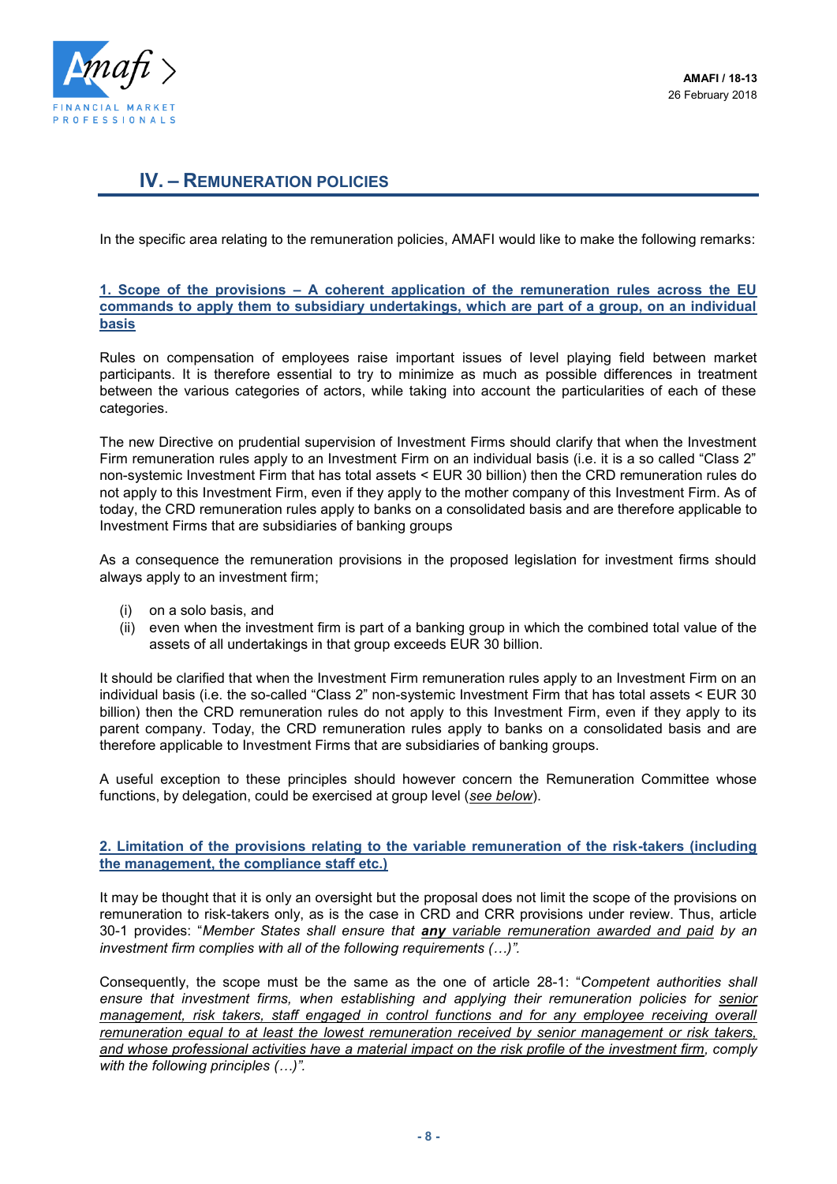## IV. – REMUNERATION POLICIES

In the specific area relating to the remuneration policies, AMAFI would like to make the following remarks:

### 1. Scope of the provisions – A coherent application of the remuneration rules across the EU commands to apply them to subsidiary undertakings, which are part of a group, on an individual basis

Rules on compensation of employees raise important issues of level playing field between market participants. It is therefore essential to try to minimize as much as possible differences in treatment between the various categories of actors, while taking into account the particularities of each of these categories.

The new Directive on prudential supervision of Investment Firms should clarify that when the Investment Firm remuneration rules apply to an Investment Firm on an individual basis (i.e. it is a so called "Class 2" non-systemic Investment Firm that has total assets < EUR 30 billion) then the CRD remuneration rules do not apply to this Investment Firm, even if they apply to the mother company of this Investment Firm. As of today, the CRD remuneration rules apply to banks on a consolidated basis and are therefore applicable to Investment Firms that are subsidiaries of banking groups

As a consequence the remuneration provisions in the proposed legislation for investment firms should always apply to an investment firm;

(i) on a solo basis, and
(ii) even when the investment firm is part of a banking group in which the combined total value of the assets of all undertakings in that group exceeds EUR 30 billion.

It should be clarified that when the Investment Firm remuneration rules apply to an Investment Firm on an individual basis (i.e. the so-called "Class 2" non-systemic Investment Firm that has total assets < EUR 30 billion) then the CRD remuneration rules do not apply to this Investment Firm, even if they apply to its parent company. Today, the CRD remuneration rules apply to banks on a consolidated basis and are therefore applicable to Investment Firms that are subsidiaries of banking groups.

A useful exception to these principles should however concern the Remuneration Committee whose functions, by delegation, could be exercised at group level (*see below*).

### 2. Limitation of the provisions relating to the variable remuneration of the risk-takers (including the management, the compliance staff etc.)

It may be thought that it is only an oversight but the proposal does not limit the scope of the provisions on remuneration to risk-takers only, as is the case in CRD and CRR provisions under review. Thus, article 30-1 provides: "*Member States shall ensure that **any** variable remuneration awarded and paid by an investment firm complies with all of the following requirements (…)".*

Consequently, the scope must be the same as the one of article 28-1: "*Competent authorities shall ensure that investment firms, when establishing and applying their remuneration policies for senior management, risk takers, staff engaged in control functions and for any employee receiving overall remuneration equal to at least the lowest remuneration received by senior management or risk takers, and whose professional activities have a material impact on the risk profile of the investment firm, comply with the following principles (…)".*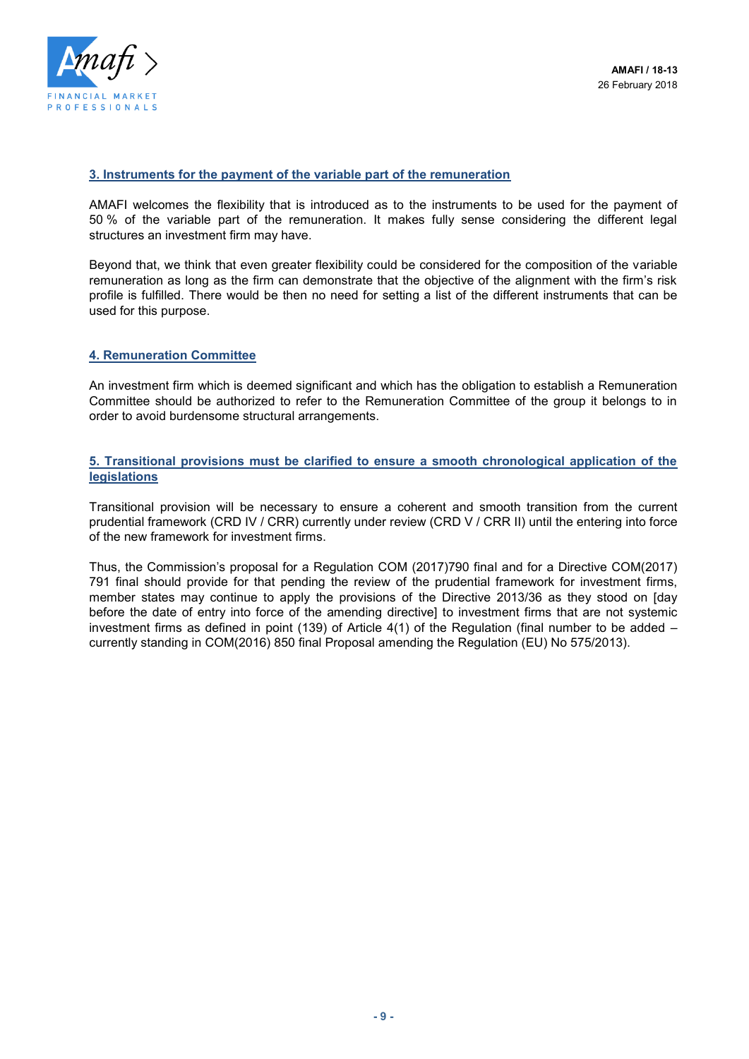## 3. Instruments for the payment of the variable part of the remuneration

AMAFI welcomes the flexibility that is introduced as to the instruments to be used for the payment of 50 % of the variable part of the remuneration. It makes fully sense considering the different legal structures an investment firm may have.

Beyond that, we think that even greater flexibility could be considered for the composition of the variable remuneration as long as the firm can demonstrate that the objective of the alignment with the firm's risk profile is fulfilled. There would be then no need for setting a list of the different instruments that can be used for this purpose.

## 4. Remuneration Committee

An investment firm which is deemed significant and which has the obligation to establish a Remuneration Committee should be authorized to refer to the Remuneration Committee of the group it belongs to in order to avoid burdensome structural arrangements.

## 5. Transitional provisions must be clarified to ensure a smooth chronological application of the legislations

Transitional provision will be necessary to ensure a coherent and smooth transition from the current prudential framework (CRD IV / CRR) currently under review (CRD V / CRR II) until the entering into force of the new framework for investment firms.

Thus, the Commission's proposal for a Regulation COM (2017)790 final and for a Directive COM(2017) 791 final should provide for that pending the review of the prudential framework for investment firms, member states may continue to apply the provisions of the Directive 2013/36 as they stood on [day before the date of entry into force of the amending directive] to investment firms that are not systemic investment firms as defined in point (139) of Article 4(1) of the Regulation (final number to be added – currently standing in COM(2016) 850 final Proposal amending the Regulation (EU) No 575/2013).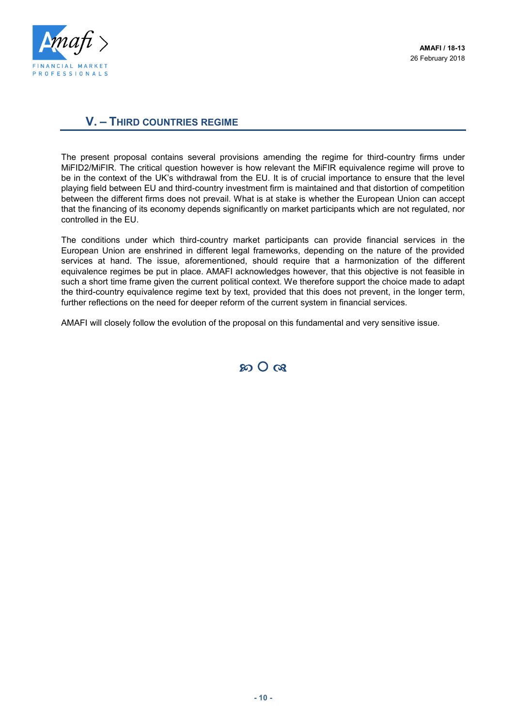## V. – THIRD COUNTRIES REGIME

The present proposal contains several provisions amending the regime for third-country firms under MiFID2/MiFIR. The critical question however is how relevant the MiFIR equivalence regime will prove to be in the context of the UK's withdrawal from the EU. It is of crucial importance to ensure that the level playing field between EU and third-country investment firm is maintained and that distortion of competition between the different firms does not prevail. What is at stake is whether the European Union can accept that the financing of its economy depends significantly on market participants which are not regulated, nor controlled in the EU.

The conditions under which third-country market participants can provide financial services in the European Union are enshrined in different legal frameworks, depending on the nature of the provided services at hand. The issue, aforementioned, should require that a harmonization of the different equivalence regimes be put in place. AMAFI acknowledges however, that this objective is not feasible in such a short time frame given the current political context. We therefore support the choice made to adapt the third-country equivalence regime text by text, provided that this does not prevent, in the longer term, further reflections on the need for deeper reform of the current system in financial services.

AMAFI will closely follow the evolution of the proposal on this fundamental and very sensitive issue.

℘ O ⊂